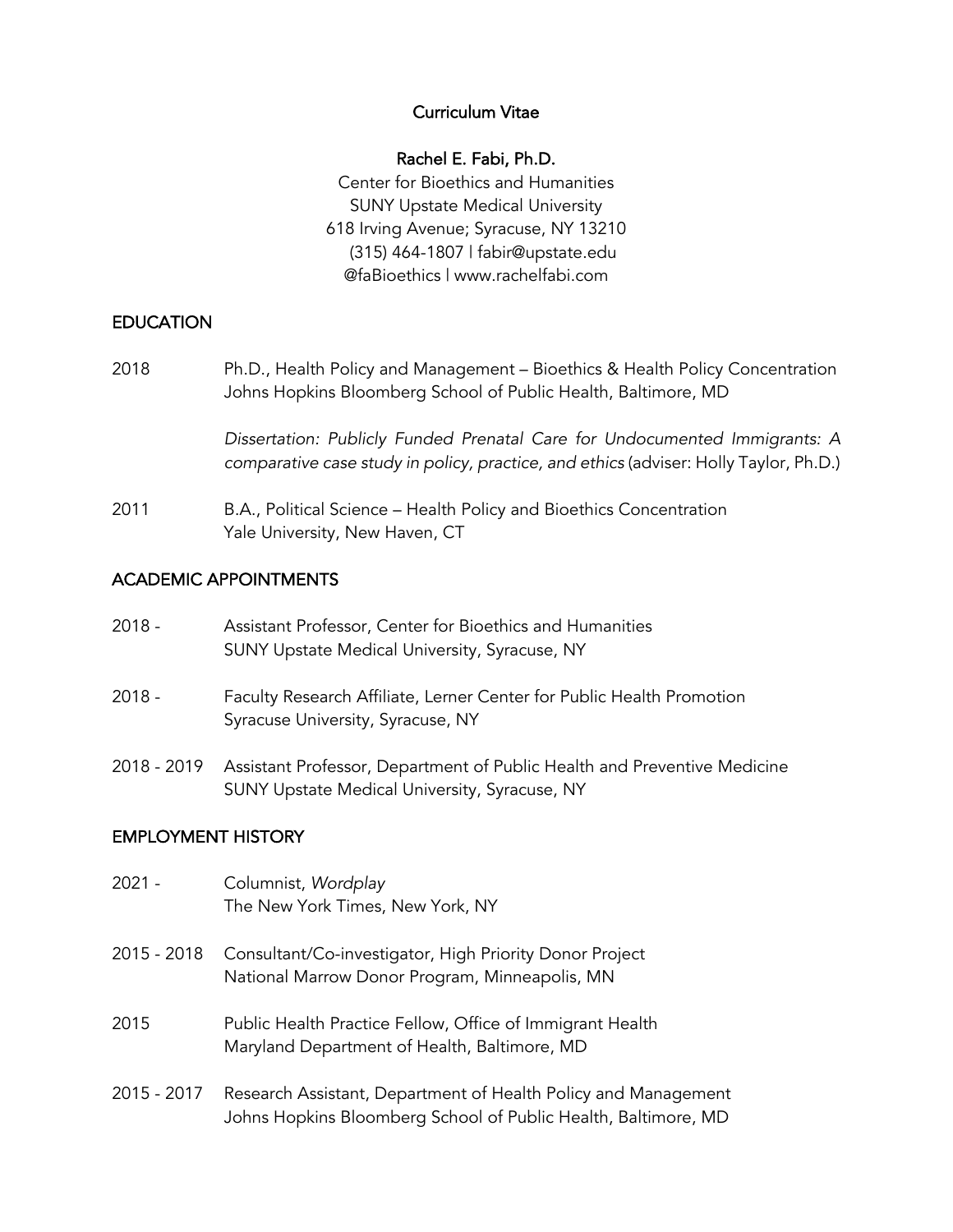# Curriculum Vitae

## Rachel E. Fabi, Ph.D.

Center for Bioethics and Humanities
SUNY Upstate Medical University
618 Irving Avenue; Syracuse, NY 13210
(315) 464-1807 | fabir@upstate.edu
@faBioethics | www.rachelfabi.com

## EDUCATION

2018 Ph.D., Health Policy and Management – Bioethics & Health Policy Concentration
Johns Hopkins Bloomberg School of Public Health, Baltimore, MD

*Dissertation: Publicly Funded Prenatal Care for Undocumented Immigrants: A comparative case study in policy, practice, and ethics* (adviser: Holly Taylor, Ph.D.)

2011 B.A., Political Science – Health Policy and Bioethics Concentration
Yale University, New Haven, CT

## ACADEMIC APPOINTMENTS

2018 - Assistant Professor, Center for Bioethics and Humanities
SUNY Upstate Medical University, Syracuse, NY

2018 - Faculty Research Affiliate, Lerner Center for Public Health Promotion
Syracuse University, Syracuse, NY

2018 - 2019 Assistant Professor, Department of Public Health and Preventive Medicine
SUNY Upstate Medical University, Syracuse, NY

## EMPLOYMENT HISTORY

2021 - Columnist, *Wordplay*
The New York Times, New York, NY

2015 - 2018 Consultant/Co-investigator, High Priority Donor Project
National Marrow Donor Program, Minneapolis, MN

2015 Public Health Practice Fellow, Office of Immigrant Health
Maryland Department of Health, Baltimore, MD

2015 - 2017 Research Assistant, Department of Health Policy and Management
Johns Hopkins Bloomberg School of Public Health, Baltimore, MD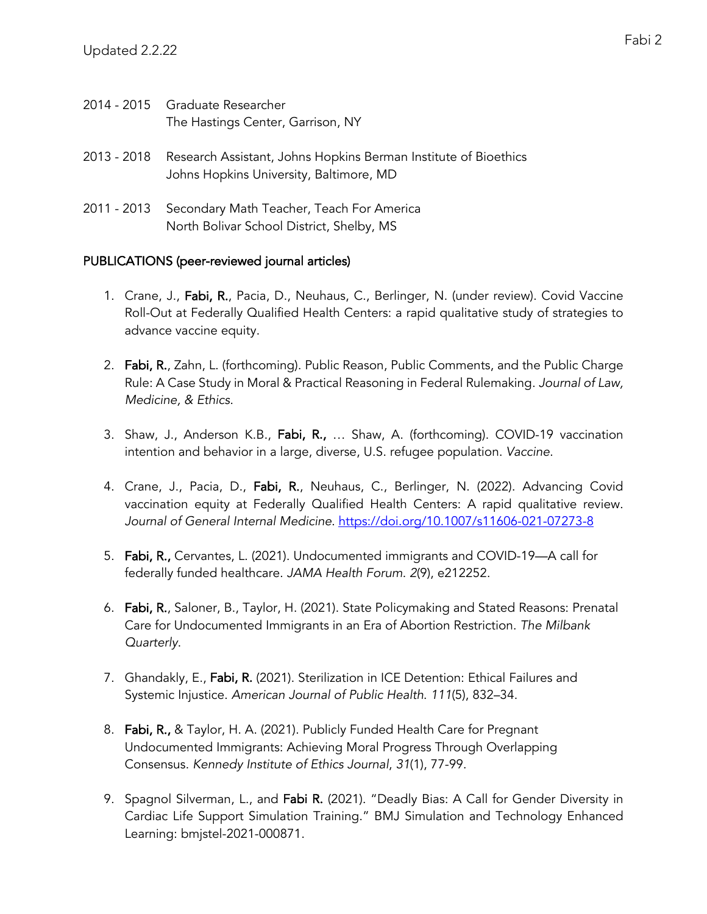2014 - 2015 Graduate Researcher
The Hastings Center, Garrison, NY

2013 - 2018 Research Assistant, Johns Hopkins Berman Institute of Bioethics
Johns Hopkins University, Baltimore, MD

2011 - 2013 Secondary Math Teacher, Teach For America
North Bolivar School District, Shelby, MS

## PUBLICATIONS (peer-reviewed journal articles)

1. Crane, J., **Fabi, R.**, Pacia, D., Neuhaus, C., Berlinger, N. (under review). Covid Vaccine Roll-Out at Federally Qualified Health Centers: a rapid qualitative study of strategies to advance vaccine equity.

2. **Fabi, R.**, Zahn, L. (forthcoming). Public Reason, Public Comments, and the Public Charge Rule: A Case Study in Moral & Practical Reasoning in Federal Rulemaking. *Journal of Law, Medicine, & Ethics*.

3. Shaw, J., Anderson K.B., **Fabi, R.,** … Shaw, A. (forthcoming). COVID-19 vaccination intention and behavior in a large, diverse, U.S. refugee population. *Vaccine*.

4. Crane, J., Pacia, D., **Fabi, R.**, Neuhaus, C., Berlinger, N. (2022). Advancing Covid vaccination equity at Federally Qualified Health Centers: A rapid qualitative review. *Journal of General Internal Medicine*. https://doi.org/10.1007/s11606-021-07273-8

5. **Fabi, R.,** Cervantes, L. (2021). Undocumented immigrants and COVID-19—A call for federally funded healthcare. *JAMA Health Forum*. *2*(9), e212252.

6. **Fabi, R.**, Saloner, B., Taylor, H. (2021). State Policymaking and Stated Reasons: Prenatal Care for Undocumented Immigrants in an Era of Abortion Restriction. *The Milbank Quarterly*.

7. Ghandakly, E., **Fabi, R.** (2021). Sterilization in ICE Detention: Ethical Failures and Systemic Injustice. *American Journal of Public Health*. *111*(5), 832–34.

8. **Fabi, R.,** & Taylor, H. A. (2021). Publicly Funded Health Care for Pregnant Undocumented Immigrants: Achieving Moral Progress Through Overlapping Consensus. *Kennedy Institute of Ethics Journal*, *31*(1), 77-99.

9. Spagnol Silverman, L., and **Fabi R.** (2021). "Deadly Bias: A Call for Gender Diversity in Cardiac Life Support Simulation Training." BMJ Simulation and Technology Enhanced Learning: bmjstel-2021-000871.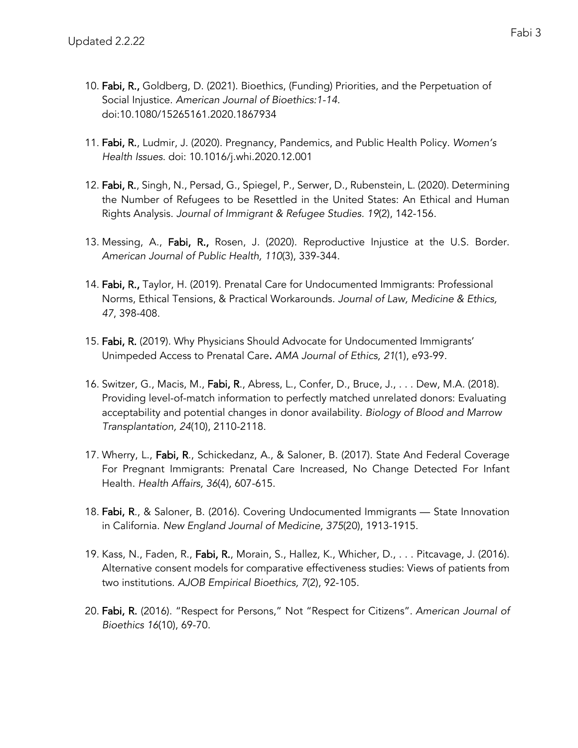10. **Fabi, R.,** Goldberg, D. (2021). Bioethics, (Funding) Priorities, and the Perpetuation of Social Injustice. *American Journal of Bioethics:1-14.* doi:10.1080/15265161.2020.1867934

11. **Fabi, R.**, Ludmir, J. (2020). Pregnancy, Pandemics, and Public Health Policy. *Women's Health Issues.* doi: 10.1016/j.whi.2020.12.001

12. **Fabi, R.**, Singh, N., Persad, G., Spiegel, P., Serwer, D., Rubenstein, L. (2020). Determining the Number of Refugees to be Resettled in the United States: An Ethical and Human Rights Analysis. *Journal of Immigrant & Refugee Studies. 19*(2), 142-156.

13. Messing, A., **Fabi, R.,** Rosen, J. (2020). Reproductive Injustice at the U.S. Border. *American Journal of Public Health, 110*(3), 339-344.

14. **Fabi, R.,** Taylor, H. (2019). Prenatal Care for Undocumented Immigrants: Professional Norms, Ethical Tensions, & Practical Workarounds. *Journal of Law, Medicine & Ethics, 47*, 398-408.

15. **Fabi, R.** (2019). Why Physicians Should Advocate for Undocumented Immigrants' Unimpeded Access to Prenatal Care**.** *AMA Journal of Ethics, 21*(1), e93-99.

16. Switzer, G., Macis, M., **Fabi, R**., Abress, L., Confer, D., Bruce, J., . . . Dew, M.A. (2018). Providing level-of-match information to perfectly matched unrelated donors: Evaluating acceptability and potential changes in donor availability. *Biology of Blood and Marrow Transplantation, 24*(10), 2110-2118.

17. Wherry, L., **Fabi, R**., Schickedanz, A., & Saloner, B. (2017). State And Federal Coverage For Pregnant Immigrants: Prenatal Care Increased, No Change Detected For Infant Health. *Health Affairs, 36*(4), 607-615.

18. **Fabi, R**., & Saloner, B. (2016). Covering Undocumented Immigrants — State Innovation in California. *New England Journal of Medicine, 375*(20), 1913-1915.

19. Kass, N., Faden, R., **Fabi, R.**, Morain, S., Hallez, K., Whicher, D., . . . Pitcavage, J. (2016). Alternative consent models for comparative effectiveness studies: Views of patients from two institutions. *AJOB Empirical Bioethics, 7*(2), 92-105.

20. **Fabi, R.** (2016). "Respect for Persons," Not "Respect for Citizens". *American Journal of Bioethics 16*(10), 69-70.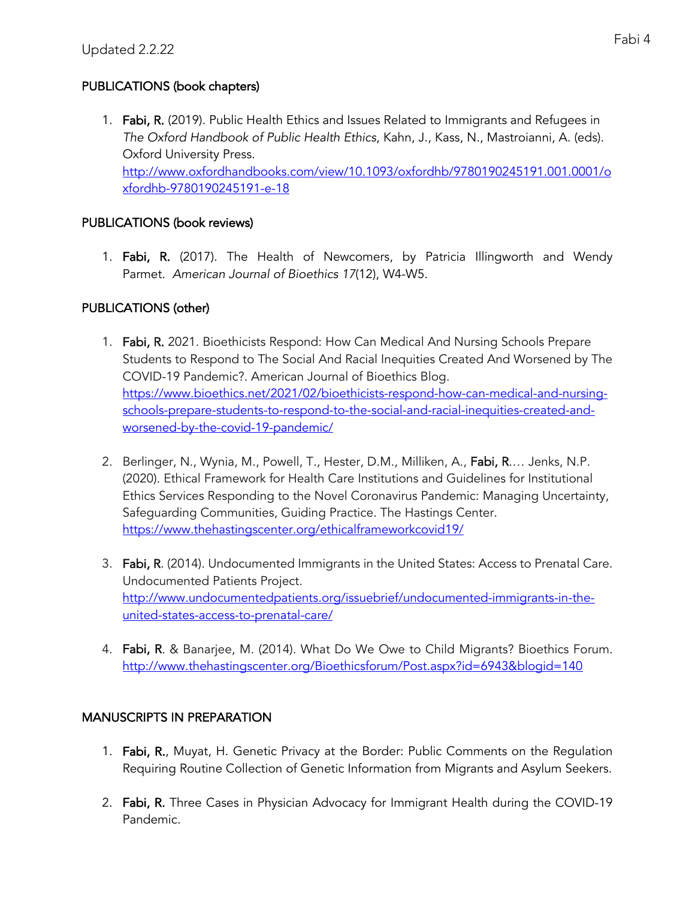## PUBLICATIONS (book chapters)

1. **Fabi, R.** (2019). Public Health Ethics and Issues Related to Immigrants and Refugees in *The Oxford Handbook of Public Health Ethics*, Kahn, J., Kass, N., Mastroianni, A. (eds). Oxford University Press. http://www.oxfordhandbooks.com/view/10.1093/oxfordhb/9780190245191.001.0001/oxfordhb-9780190245191-e-18

## PUBLICATIONS (book reviews)

1. **Fabi, R.** (2017). The Health of Newcomers, by Patricia Illingworth and Wendy Parmet. *American Journal of Bioethics 17*(12), W4-W5.

## PUBLICATIONS (other)

1. **Fabi, R.** 2021. Bioethicists Respond: How Can Medical And Nursing Schools Prepare Students to Respond to The Social And Racial Inequities Created And Worsened by The COVID-19 Pandemic?. American Journal of Bioethics Blog. https://www.bioethics.net/2021/02/bioethicists-respond-how-can-medical-and-nursing-schools-prepare-students-to-respond-to-the-social-and-racial-inequities-created-and-worsened-by-the-covid-19-pandemic/

2. Berlinger, N., Wynia, M., Powell, T., Hester, D.M., Milliken, A., **Fabi, R**.… Jenks, N.P. (2020). Ethical Framework for Health Care Institutions and Guidelines for Institutional Ethics Services Responding to the Novel Coronavirus Pandemic: Managing Uncertainty, Safeguarding Communities, Guiding Practice. The Hastings Center. https://www.thehastingscenter.org/ethicalframeworkcovid19/

3. **Fabi, R**. (2014). Undocumented Immigrants in the United States: Access to Prenatal Care. Undocumented Patients Project. http://www.undocumentedpatients.org/issuebrief/undocumented-immigrants-in-the-united-states-access-to-prenatal-care/

4. **Fabi, R**. & Banarjee, M. (2014). What Do We Owe to Child Migrants? Bioethics Forum. http://www.thehastingscenter.org/Bioethicsforum/Post.aspx?id=6943&blogid=140

## MANUSCRIPTS IN PREPARATION

1. **Fabi, R.**, Muyat, H. Genetic Privacy at the Border: Public Comments on the Regulation Requiring Routine Collection of Genetic Information from Migrants and Asylum Seekers.

2. **Fabi, R.** Three Cases in Physician Advocacy for Immigrant Health during the COVID-19 Pandemic.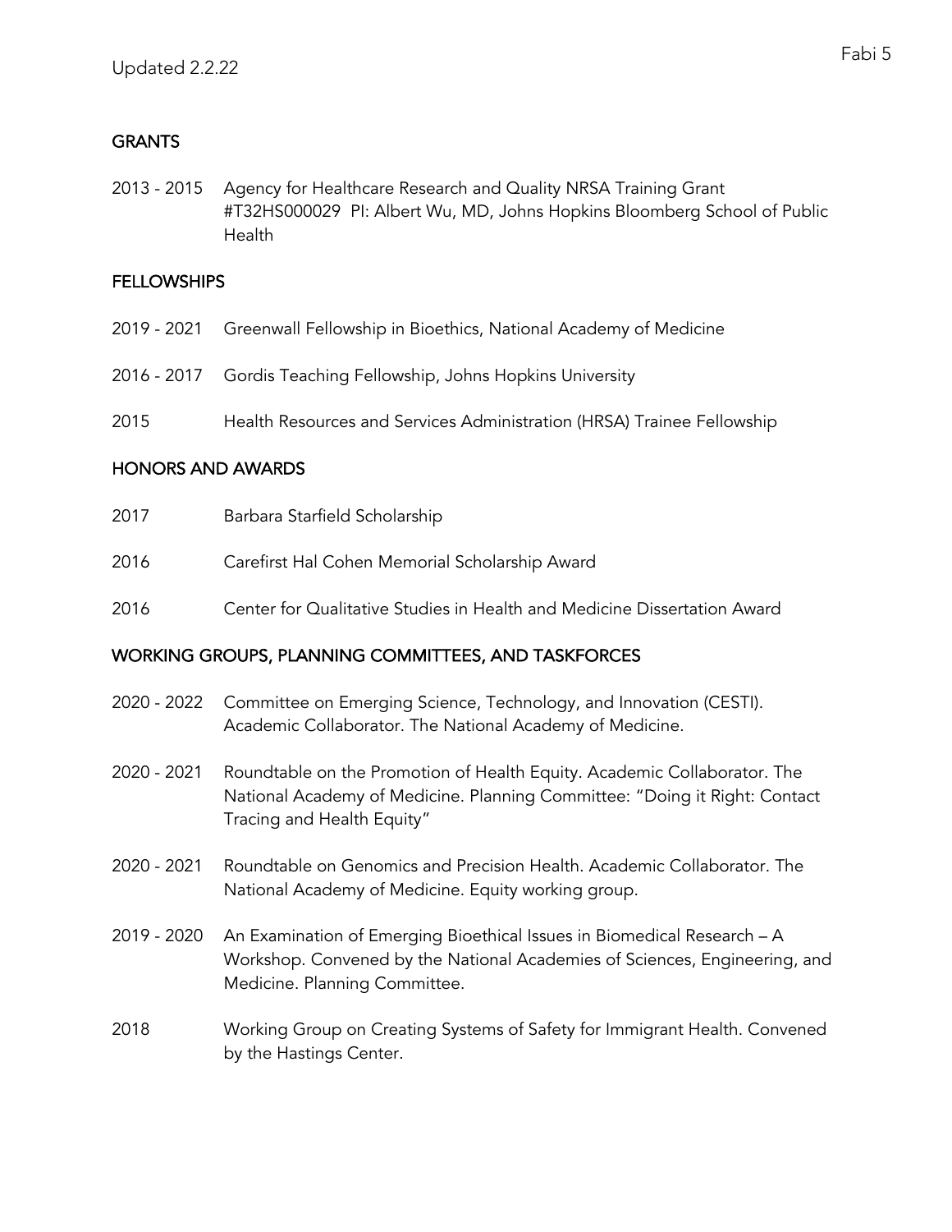## GRANTS

2013 - 2015 Agency for Healthcare Research and Quality NRSA Training Grant #T32HS000029 PI: Albert Wu, MD, Johns Hopkins Bloomberg School of Public Health

## FELLOWSHIPS

2019 - 2021 Greenwall Fellowship in Bioethics, National Academy of Medicine

2016 - 2017 Gordis Teaching Fellowship, Johns Hopkins University

2015 Health Resources and Services Administration (HRSA) Trainee Fellowship

## HONORS AND AWARDS

2017 Barbara Starfield Scholarship

2016 Carefirst Hal Cohen Memorial Scholarship Award

2016 Center for Qualitative Studies in Health and Medicine Dissertation Award

## WORKING GROUPS, PLANNING COMMITTEES, AND TASKFORCES

2020 - 2022 Committee on Emerging Science, Technology, and Innovation (CESTI). Academic Collaborator. The National Academy of Medicine.

2020 - 2021 Roundtable on the Promotion of Health Equity. Academic Collaborator. The National Academy of Medicine. Planning Committee: "Doing it Right: Contact Tracing and Health Equity"

2020 - 2021 Roundtable on Genomics and Precision Health. Academic Collaborator. The National Academy of Medicine. Equity working group.

2019 - 2020 An Examination of Emerging Bioethical Issues in Biomedical Research – A Workshop. Convened by the National Academies of Sciences, Engineering, and Medicine. Planning Committee.

2018 Working Group on Creating Systems of Safety for Immigrant Health. Convened by the Hastings Center.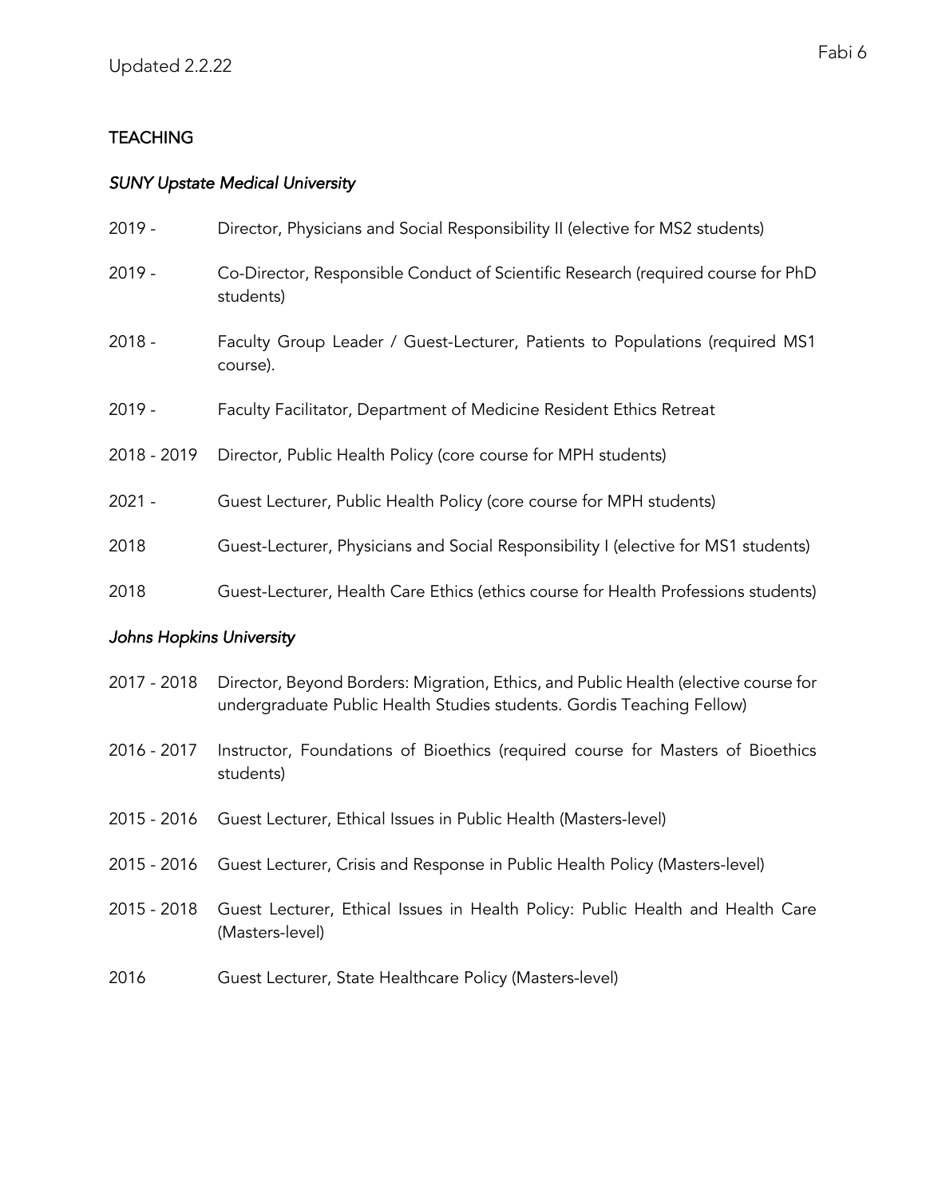## TEACHING

### *SUNY Upstate Medical University*

2019 - Director, Physicians and Social Responsibility II (elective for MS2 students)

2019 - Co-Director, Responsible Conduct of Scientific Research (required course for PhD students)

2018 - Faculty Group Leader / Guest-Lecturer, Patients to Populations (required MS1 course).

2019 - Faculty Facilitator, Department of Medicine Resident Ethics Retreat

2018 - 2019 Director, Public Health Policy (core course for MPH students)

2021 - Guest Lecturer, Public Health Policy (core course for MPH students)

2018 Guest-Lecturer, Physicians and Social Responsibility I (elective for MS1 students)

2018 Guest-Lecturer, Health Care Ethics (ethics course for Health Professions students)

### *Johns Hopkins University*

2017 - 2018 Director, Beyond Borders: Migration, Ethics, and Public Health (elective course for undergraduate Public Health Studies students. Gordis Teaching Fellow)

2016 - 2017 Instructor, Foundations of Bioethics (required course for Masters of Bioethics students)

2015 - 2016 Guest Lecturer, Ethical Issues in Public Health (Masters-level)

2015 - 2016 Guest Lecturer, Crisis and Response in Public Health Policy (Masters-level)

2015 - 2018 Guest Lecturer, Ethical Issues in Health Policy: Public Health and Health Care (Masters-level)

2016 Guest Lecturer, State Healthcare Policy (Masters-level)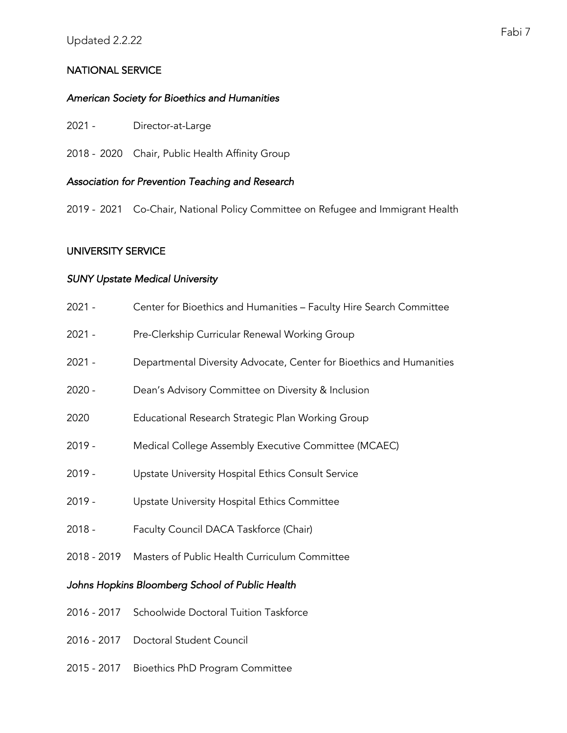## NATIONAL SERVICE

### *American Society for Bioethics and Humanities*

2021 - Director-at-Large

2018 - 2020 Chair, Public Health Affinity Group

### *Association for Prevention Teaching and Research*

2019 - 2021 Co-Chair, National Policy Committee on Refugee and Immigrant Health

## UNIVERSITY SERVICE

### *SUNY Upstate Medical University*

2021 - Center for Bioethics and Humanities – Faculty Hire Search Committee

2021 - Pre-Clerkship Curricular Renewal Working Group

2021 - Departmental Diversity Advocate, Center for Bioethics and Humanities

2020 - Dean's Advisory Committee on Diversity & Inclusion

2020 Educational Research Strategic Plan Working Group

2019 - Medical College Assembly Executive Committee (MCAEC)

2019 - Upstate University Hospital Ethics Consult Service

2019 - Upstate University Hospital Ethics Committee

2018 - Faculty Council DACA Taskforce (Chair)

2018 - 2019 Masters of Public Health Curriculum Committee

### *Johns Hopkins Bloomberg School of Public Health*

2016 - 2017 Schoolwide Doctoral Tuition Taskforce

2016 - 2017 Doctoral Student Council

2015 - 2017 Bioethics PhD Program Committee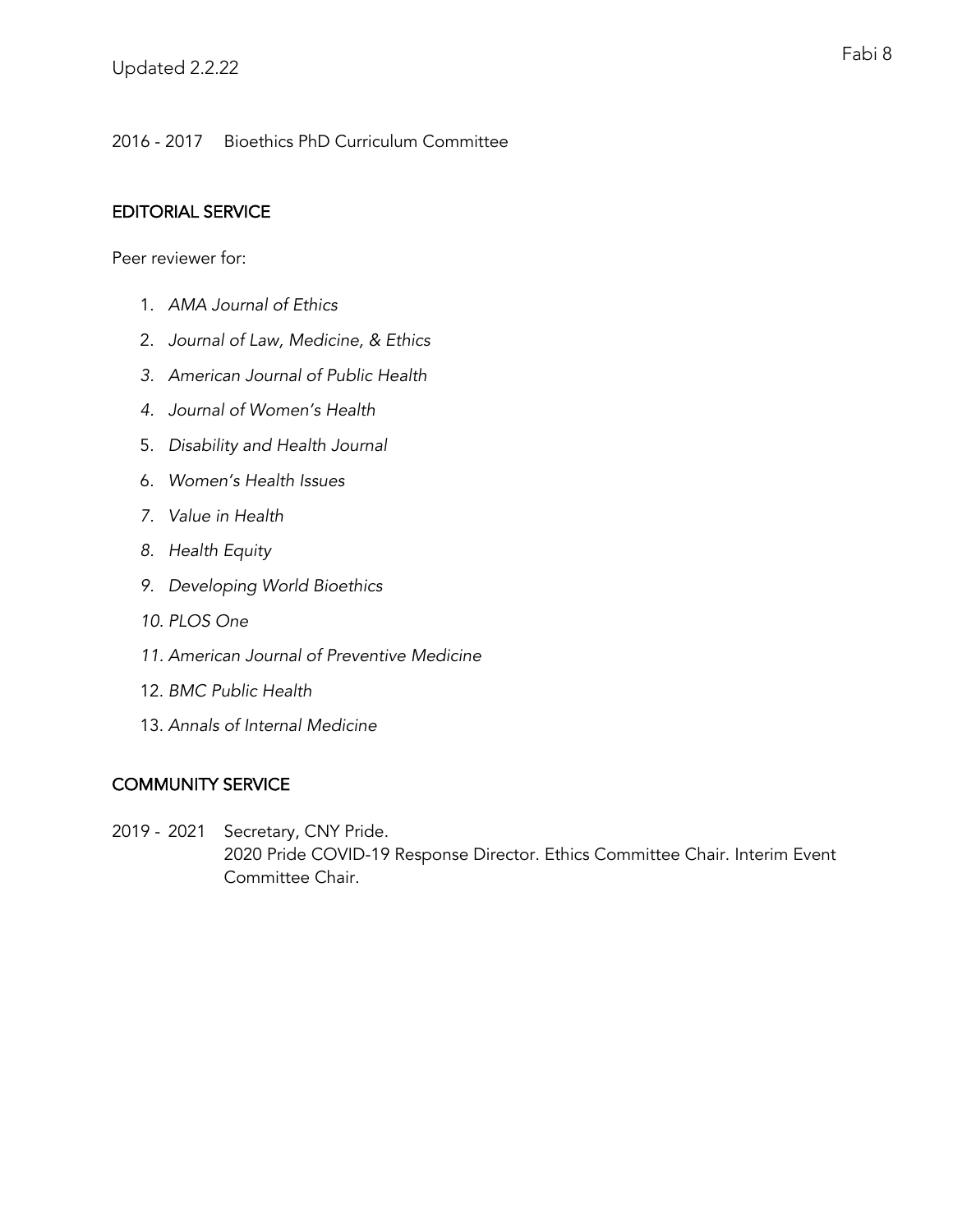2016 - 2017 Bioethics PhD Curriculum Committee

## EDITORIAL SERVICE

Peer reviewer for:

1. *AMA Journal of Ethics*
2. *Journal of Law, Medicine, & Ethics*
3. *American Journal of Public Health*
4. *Journal of Women's Health*
5. *Disability and Health Journal*
6. *Women's Health Issues*
7. *Value in Health*
8. *Health Equity*
9. *Developing World Bioethics*
10. *PLOS One*
11. *American Journal of Preventive Medicine*
12. *BMC Public Health*
13. *Annals of Internal Medicine*

## COMMUNITY SERVICE

2019 - 2021 Secretary, CNY Pride.
2020 Pride COVID-19 Response Director. Ethics Committee Chair. Interim Event Committee Chair.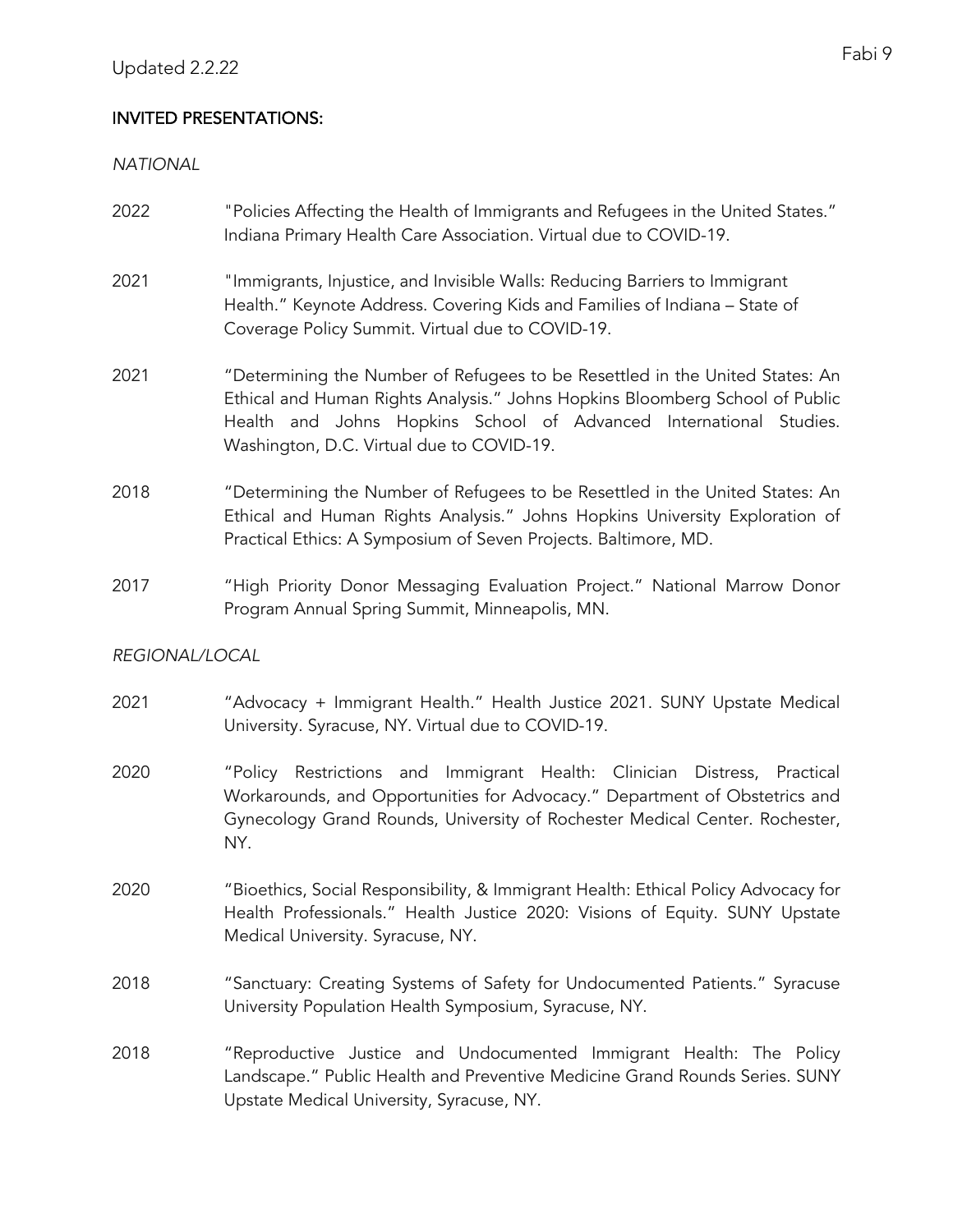## INVITED PRESENTATIONS:

*NATIONAL*

2022 "Policies Affecting the Health of Immigrants and Refugees in the United States." Indiana Primary Health Care Association. Virtual due to COVID-19.

2021 "Immigrants, Injustice, and Invisible Walls: Reducing Barriers to Immigrant Health." Keynote Address. Covering Kids and Families of Indiana – State of Coverage Policy Summit. Virtual due to COVID-19.

2021 "Determining the Number of Refugees to be Resettled in the United States: An Ethical and Human Rights Analysis." Johns Hopkins Bloomberg School of Public Health and Johns Hopkins School of Advanced International Studies. Washington, D.C. Virtual due to COVID-19.

2018 "Determining the Number of Refugees to be Resettled in the United States: An Ethical and Human Rights Analysis." Johns Hopkins University Exploration of Practical Ethics: A Symposium of Seven Projects. Baltimore, MD.

2017 "High Priority Donor Messaging Evaluation Project." National Marrow Donor Program Annual Spring Summit, Minneapolis, MN.

*REGIONAL/LOCAL*

2021 "Advocacy + Immigrant Health." Health Justice 2021. SUNY Upstate Medical University. Syracuse, NY. Virtual due to COVID-19.

2020 "Policy Restrictions and Immigrant Health: Clinician Distress, Practical Workarounds, and Opportunities for Advocacy." Department of Obstetrics and Gynecology Grand Rounds, University of Rochester Medical Center. Rochester, NY.

2020 "Bioethics, Social Responsibility, & Immigrant Health: Ethical Policy Advocacy for Health Professionals." Health Justice 2020: Visions of Equity. SUNY Upstate Medical University. Syracuse, NY.

2018 "Sanctuary: Creating Systems of Safety for Undocumented Patients." Syracuse University Population Health Symposium, Syracuse, NY.

2018 "Reproductive Justice and Undocumented Immigrant Health: The Policy Landscape." Public Health and Preventive Medicine Grand Rounds Series. SUNY Upstate Medical University, Syracuse, NY.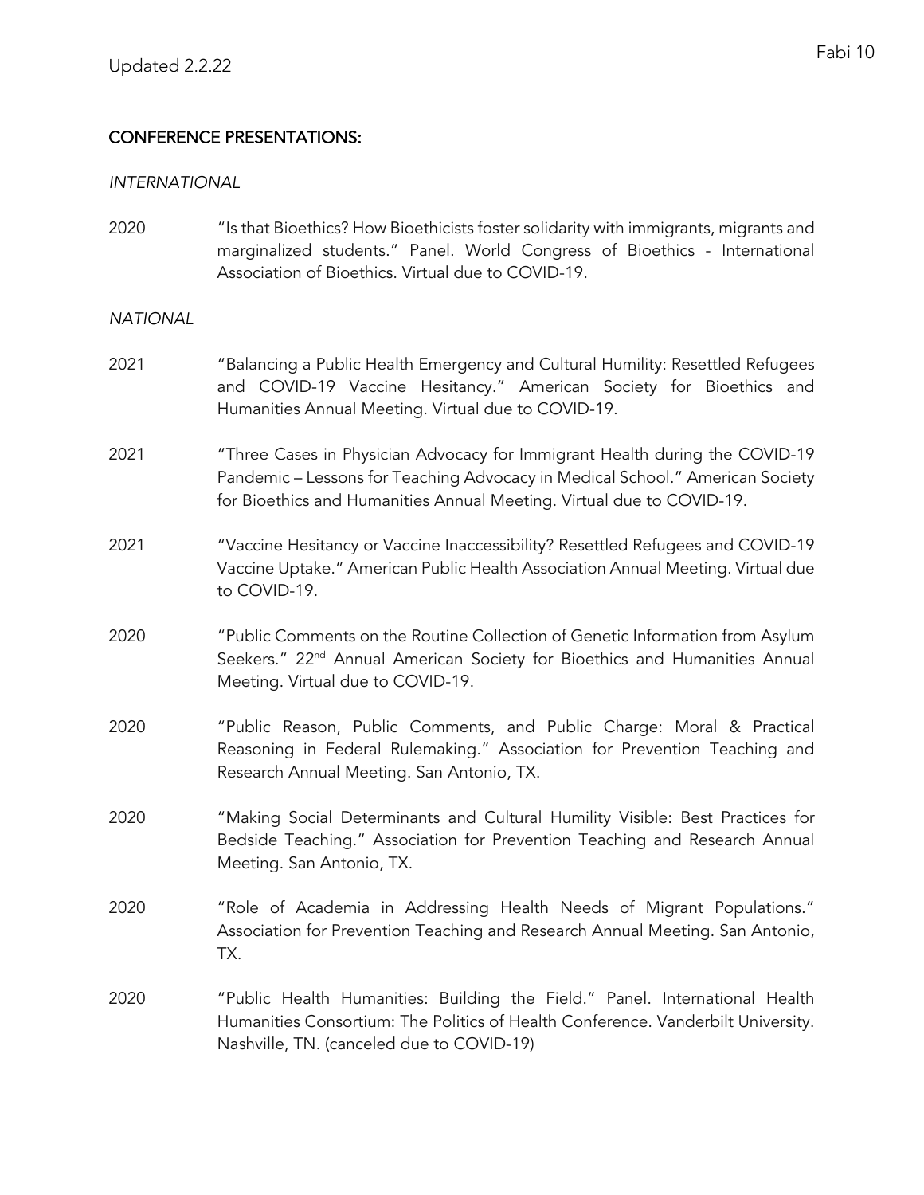## CONFERENCE PRESENTATIONS:

*INTERNATIONAL*

2020 "Is that Bioethics? How Bioethicists foster solidarity with immigrants, migrants and marginalized students." Panel. World Congress of Bioethics - International Association of Bioethics. Virtual due to COVID-19.

*NATIONAL*

2021 "Balancing a Public Health Emergency and Cultural Humility: Resettled Refugees and COVID-19 Vaccine Hesitancy." American Society for Bioethics and Humanities Annual Meeting. Virtual due to COVID-19.

2021 "Three Cases in Physician Advocacy for Immigrant Health during the COVID-19 Pandemic – Lessons for Teaching Advocacy in Medical School." American Society for Bioethics and Humanities Annual Meeting. Virtual due to COVID-19.

2021 "Vaccine Hesitancy or Vaccine Inaccessibility? Resettled Refugees and COVID-19 Vaccine Uptake." American Public Health Association Annual Meeting. Virtual due to COVID-19.

2020 "Public Comments on the Routine Collection of Genetic Information from Asylum Seekers." 22nd Annual American Society for Bioethics and Humanities Annual Meeting. Virtual due to COVID-19.

2020 "Public Reason, Public Comments, and Public Charge: Moral & Practical Reasoning in Federal Rulemaking." Association for Prevention Teaching and Research Annual Meeting. San Antonio, TX.

2020 "Making Social Determinants and Cultural Humility Visible: Best Practices for Bedside Teaching." Association for Prevention Teaching and Research Annual Meeting. San Antonio, TX.

2020 "Role of Academia in Addressing Health Needs of Migrant Populations." Association for Prevention Teaching and Research Annual Meeting. San Antonio, TX.

2020 "Public Health Humanities: Building the Field." Panel. International Health Humanities Consortium: The Politics of Health Conference. Vanderbilt University. Nashville, TN. (canceled due to COVID-19)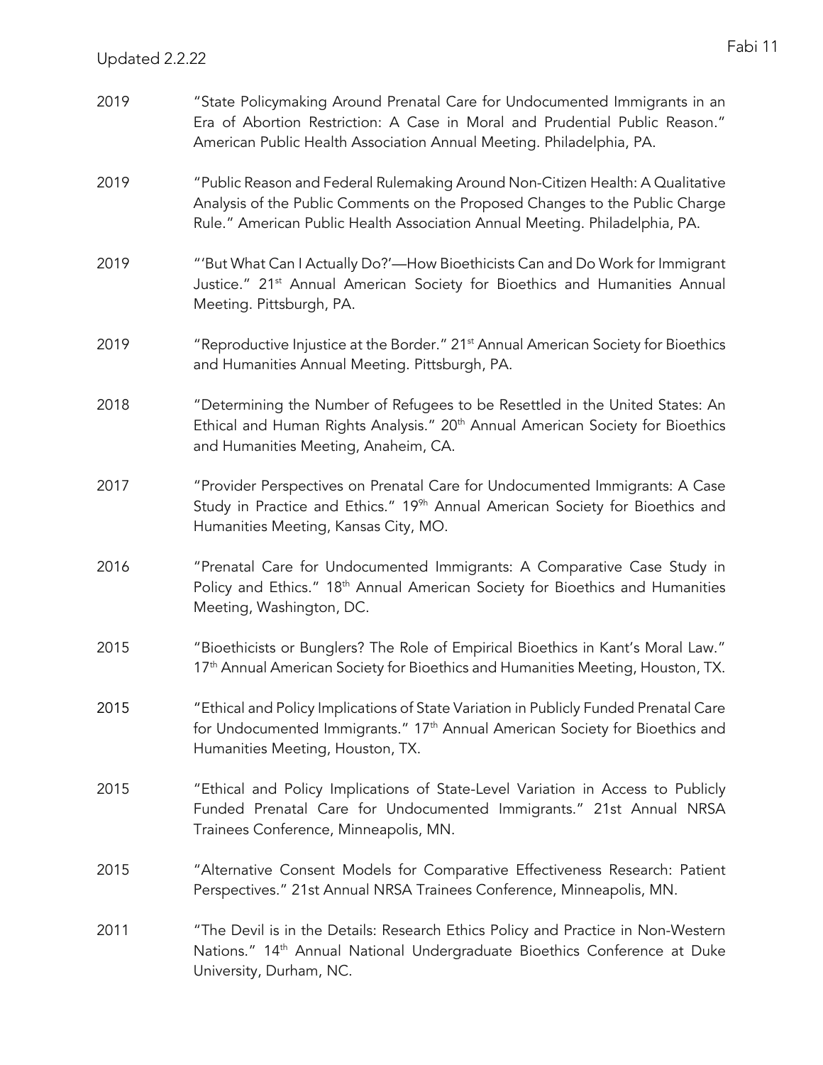2019 "State Policymaking Around Prenatal Care for Undocumented Immigrants in an Era of Abortion Restriction: A Case in Moral and Prudential Public Reason." American Public Health Association Annual Meeting. Philadelphia, PA.

2019 "Public Reason and Federal Rulemaking Around Non-Citizen Health: A Qualitative Analysis of the Public Comments on the Proposed Changes to the Public Charge Rule." American Public Health Association Annual Meeting. Philadelphia, PA.

2019 "'But What Can I Actually Do?'—How Bioethicists Can and Do Work for Immigrant Justice." 21st Annual American Society for Bioethics and Humanities Annual Meeting. Pittsburgh, PA.

2019 "Reproductive Injustice at the Border." 21st Annual American Society for Bioethics and Humanities Annual Meeting. Pittsburgh, PA.

2018 "Determining the Number of Refugees to be Resettled in the United States: An Ethical and Human Rights Analysis." 20th Annual American Society for Bioethics and Humanities Meeting, Anaheim, CA.

2017 "Provider Perspectives on Prenatal Care for Undocumented Immigrants: A Case Study in Practice and Ethics." 19[9h] Annual American Society for Bioethics and Humanities Meeting, Kansas City, MO.

2016 "Prenatal Care for Undocumented Immigrants: A Comparative Case Study in Policy and Ethics." 18th Annual American Society for Bioethics and Humanities Meeting, Washington, DC.

2015 "Bioethicists or Bunglers? The Role of Empirical Bioethics in Kant's Moral Law." 17th Annual American Society for Bioethics and Humanities Meeting, Houston, TX.

2015 "Ethical and Policy Implications of State Variation in Publicly Funded Prenatal Care for Undocumented Immigrants." 17th Annual American Society for Bioethics and Humanities Meeting, Houston, TX.

2015 "Ethical and Policy Implications of State-Level Variation in Access to Publicly Funded Prenatal Care for Undocumented Immigrants." 21st Annual NRSA Trainees Conference, Minneapolis, MN.

2015 "Alternative Consent Models for Comparative Effectiveness Research: Patient Perspectives." 21st Annual NRSA Trainees Conference, Minneapolis, MN.

2011 "The Devil is in the Details: Research Ethics Policy and Practice in Non-Western Nations." 14th Annual National Undergraduate Bioethics Conference at Duke University, Durham, NC.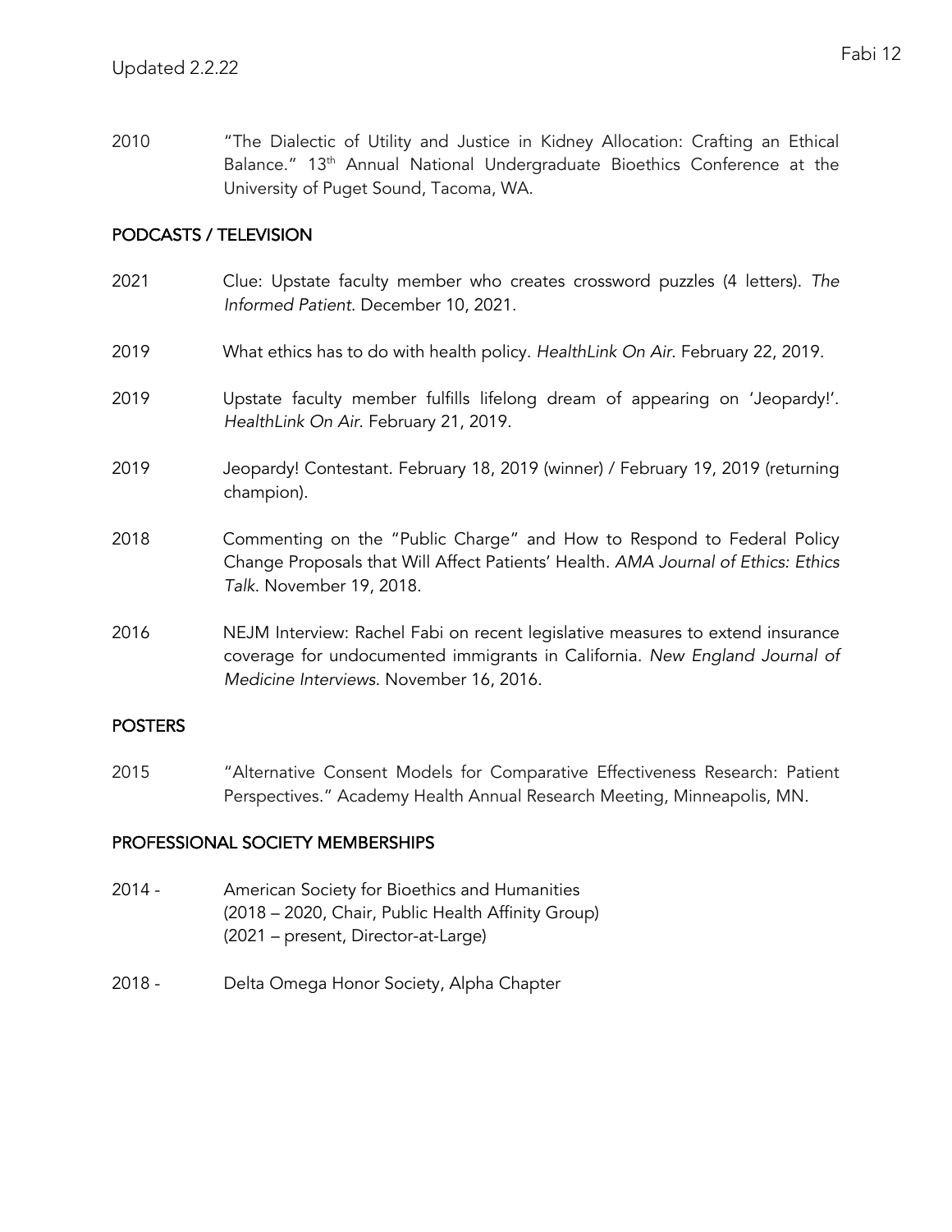2010 "The Dialectic of Utility and Justice in Kidney Allocation: Crafting an Ethical Balance." 13th Annual National Undergraduate Bioethics Conference at the University of Puget Sound, Tacoma, WA.

## PODCASTS / TELEVISION

2021 Clue: Upstate faculty member who creates crossword puzzles (4 letters). *The Informed Patient*. December 10, 2021.

2019 What ethics has to do with health policy. *HealthLink On Air*. February 22, 2019.

2019 Upstate faculty member fulfills lifelong dream of appearing on 'Jeopardy!'. *HealthLink On Air*. February 21, 2019.

2019 Jeopardy! Contestant. February 18, 2019 (winner) / February 19, 2019 (returning champion).

2018 Commenting on the "Public Charge" and How to Respond to Federal Policy Change Proposals that Will Affect Patients' Health. *AMA Journal of Ethics: Ethics Talk*. November 19, 2018.

2016 NEJM Interview: Rachel Fabi on recent legislative measures to extend insurance coverage for undocumented immigrants in California. *New England Journal of Medicine Interviews*. November 16, 2016.

## POSTERS

2015 "Alternative Consent Models for Comparative Effectiveness Research: Patient Perspectives." Academy Health Annual Research Meeting, Minneapolis, MN.

## PROFESSIONAL SOCIETY MEMBERSHIPS

2014 - American Society for Bioethics and Humanities
(2018 – 2020, Chair, Public Health Affinity Group)
(2021 – present, Director-at-Large)

2018 - Delta Omega Honor Society, Alpha Chapter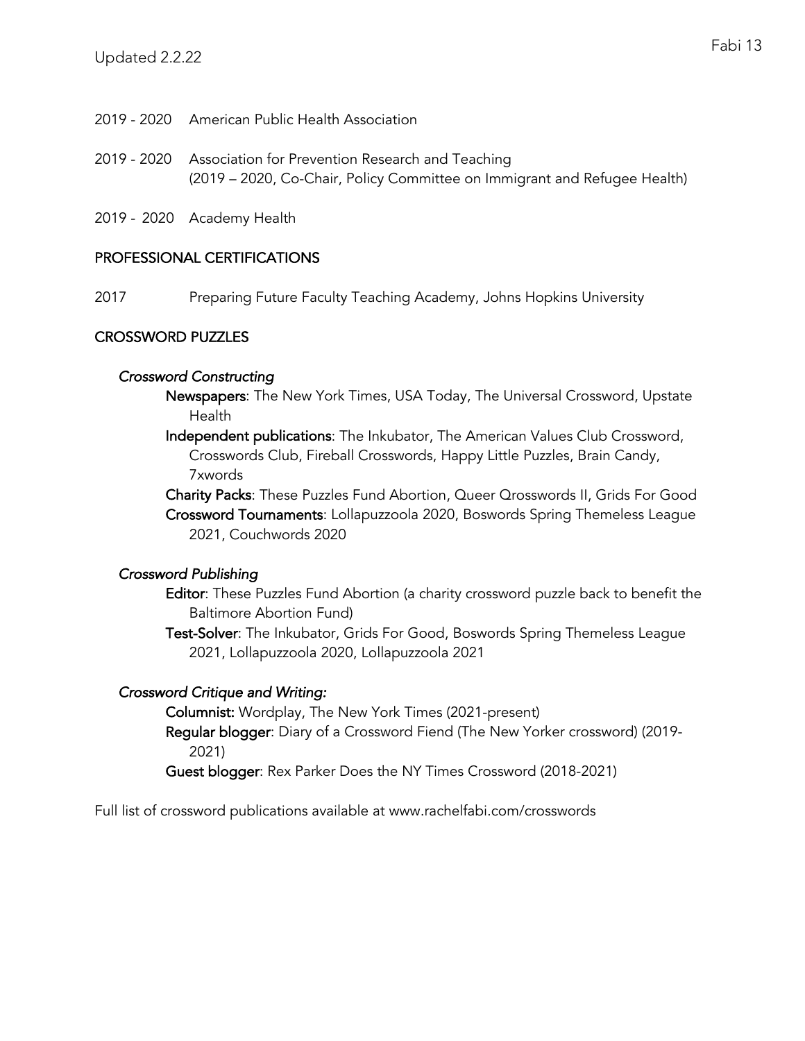2019 - 2020 American Public Health Association

2019 - 2020 Association for Prevention Research and Teaching
(2019 – 2020, Co-Chair, Policy Committee on Immigrant and Refugee Health)

2019 - 2020 Academy Health

## PROFESSIONAL CERTIFICATIONS

2017 Preparing Future Faculty Teaching Academy, Johns Hopkins University

## CROSSWORD PUZZLES

### *Crossword Constructing*

**Newspapers**: The New York Times, USA Today, The Universal Crossword, Upstate Health

**Independent publications**: The Inkubator, The American Values Club Crossword, Crosswords Club, Fireball Crosswords, Happy Little Puzzles, Brain Candy, 7xwords

**Charity Packs**: These Puzzles Fund Abortion, Queer Qrosswords II, Grids For Good

**Crossword Tournaments**: Lollapuzzoola 2020, Boswords Spring Themeless League 2021, Couchwords 2020

### *Crossword Publishing*

**Editor**: These Puzzles Fund Abortion (a charity crossword puzzle back to benefit the Baltimore Abortion Fund)

**Test-Solver**: The Inkubator, Grids For Good, Boswords Spring Themeless League 2021, Lollapuzzoola 2020, Lollapuzzoola 2021

### *Crossword Critique and Writing:*

**Columnist:** Wordplay, The New York Times (2021-present)

**Regular blogger**: Diary of a Crossword Fiend (The New Yorker crossword) (2019-2021)

**Guest blogger**: Rex Parker Does the NY Times Crossword (2018-2021)

Full list of crossword publications available at www.rachelfabi.com/crosswords